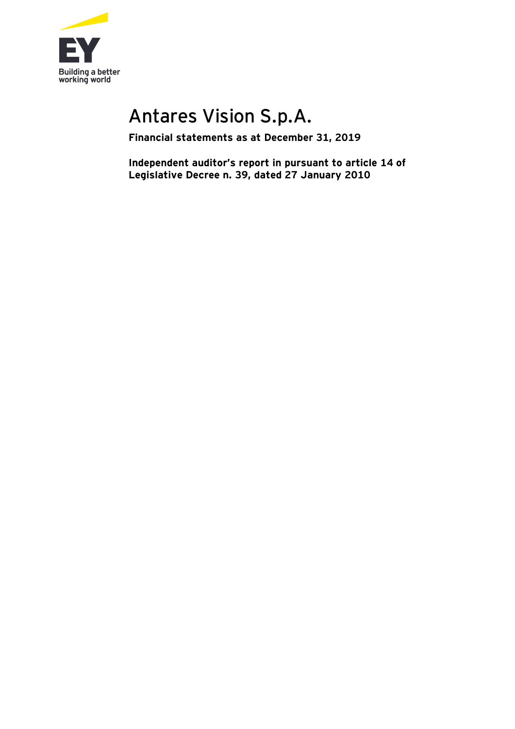EY

Building a better working world

# Antares Vision S.p.A.

**Financial statements as at December 31, 2019**

**Independent auditor's report in pursuant to article 14 of Legislative Decree n. 39, dated 27 January 2010**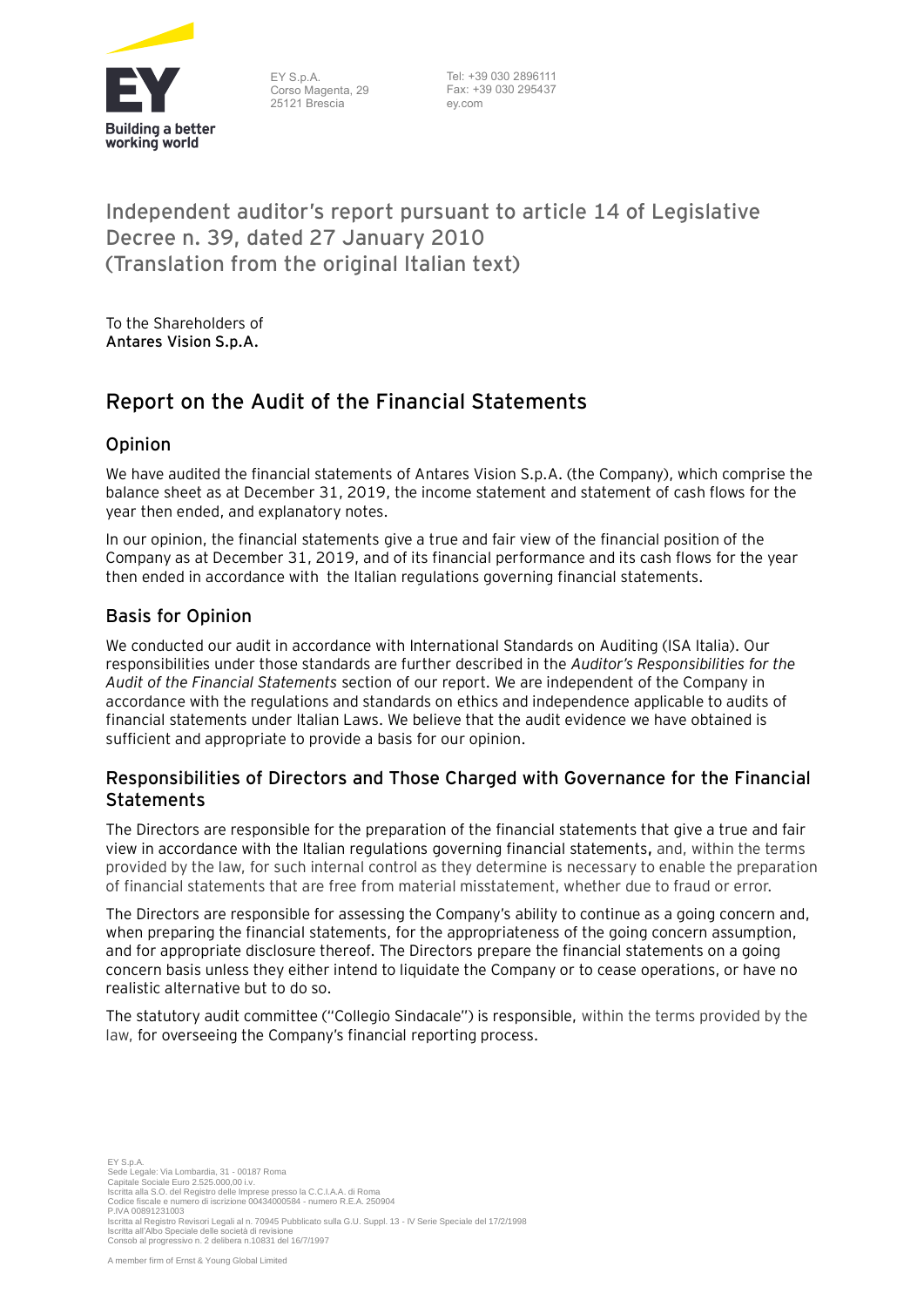EY S.p.A.
Corso Magenta, 29
25121 Brescia

Tel: +39 030 2896111
Fax: +39 030 295437
ey.com

# Independent auditor's report pursuant to article 14 of Legislative Decree n. 39, dated 27 January 2010 (Translation from the original Italian text)

To the Shareholders of
**Antares Vision S.p.A.**

## Report on the Audit of the Financial Statements

### Opinion

We have audited the financial statements of Antares Vision S.p.A. (the Company), which comprise the balance sheet as at December 31, 2019, the income statement and statement of cash flows for the year then ended, and explanatory notes.

In our opinion, the financial statements give a true and fair view of the financial position of the Company as at December 31, 2019, and of its financial performance and its cash flows for the year then ended in accordance with the Italian regulations governing financial statements.

### Basis for Opinion

We conducted our audit in accordance with International Standards on Auditing (ISA Italia). Our responsibilities under those standards are further described in the *Auditor's Responsibilities for the Audit of the Financial Statements* section of our report. We are independent of the Company in accordance with the regulations and standards on ethics and independence applicable to audits of financial statements under Italian Laws. We believe that the audit evidence we have obtained is sufficient and appropriate to provide a basis for our opinion.

### Responsibilities of Directors and Those Charged with Governance for the Financial Statements

The Directors are responsible for the preparation of the financial statements that give a true and fair view in accordance with the Italian regulations governing financial statements, and, within the terms provided by the law, for such internal control as they determine is necessary to enable the preparation of financial statements that are free from material misstatement, whether due to fraud or error.

The Directors are responsible for assessing the Company's ability to continue as a going concern and, when preparing the financial statements, for the appropriateness of the going concern assumption, and for appropriate disclosure thereof. The Directors prepare the financial statements on a going concern basis unless they either intend to liquidate the Company or to cease operations, or have no realistic alternative but to do so.

The statutory audit committee ("Collegio Sindacale") is responsible, within the terms provided by the law, for overseeing the Company's financial reporting process.

EY S.p.A.
Sede Legale: Via Lombardia, 31 - 00187 Roma
Capitale Sociale Euro 2.525.000,00 i.v.
Iscritta alla S.O. del Registro delle Imprese presso la C.C.I.A.A. di Roma
Codice fiscale e numero di iscrizione 00434000584 - numero R.E.A. 250904
P.IVA 00891231003
Iscritta al Registro Revisori Legali al n. 70945 Pubblicato sulla G.U. Suppl. 13 - IV Serie Speciale del 17/2/1998
Iscritta all'Albo Speciale delle società di revisione
Consob al progressivo n. 2 delibera n.10831 del 16/7/1997

A member firm of Ernst & Young Global Limited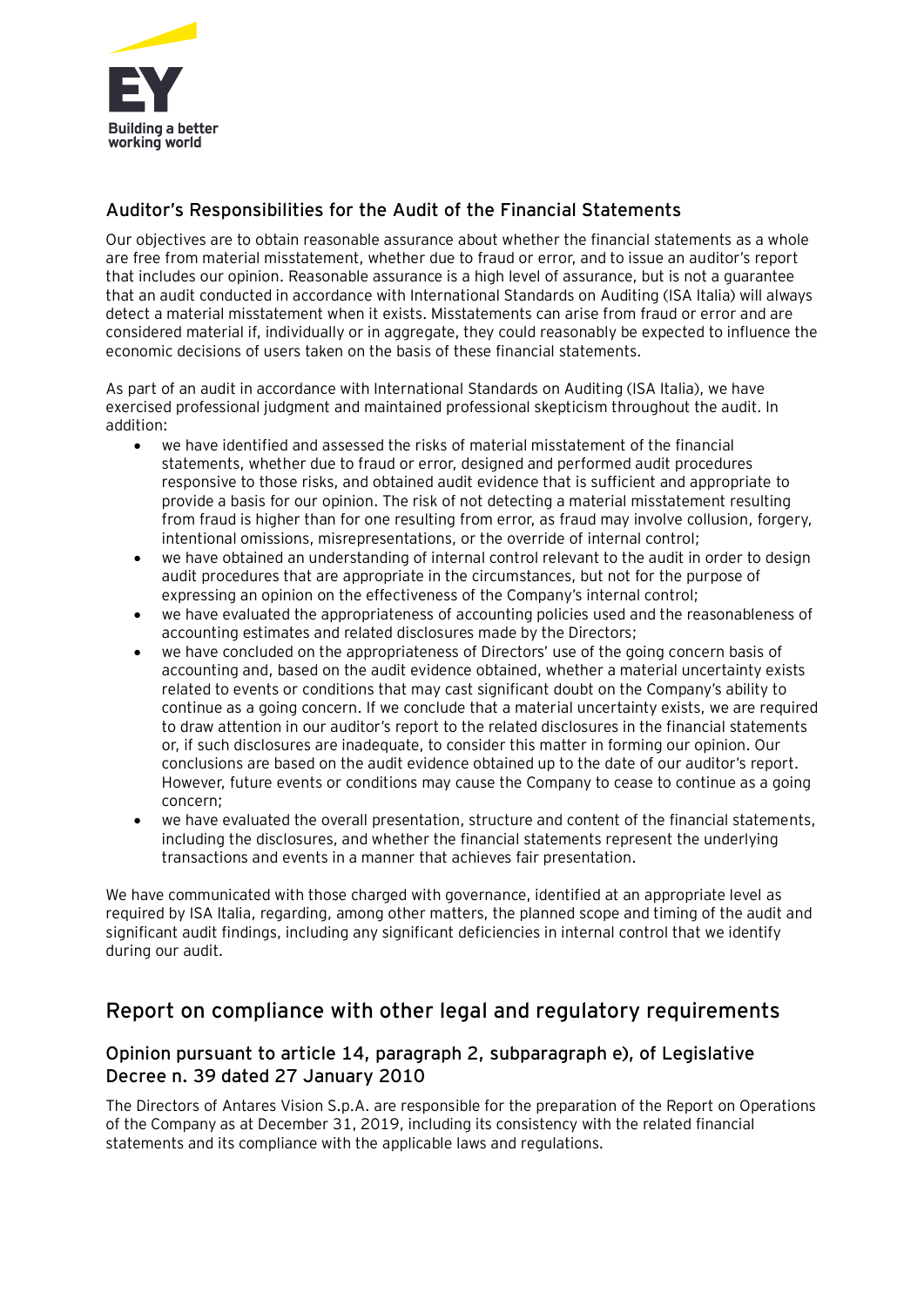## Auditor's Responsibilities for the Audit of the Financial Statements

Our objectives are to obtain reasonable assurance about whether the financial statements as a whole are free from material misstatement, whether due to fraud or error, and to issue an auditor's report that includes our opinion. Reasonable assurance is a high level of assurance, but is not a guarantee that an audit conducted in accordance with International Standards on Auditing (ISA Italia) will always detect a material misstatement when it exists. Misstatements can arise from fraud or error and are considered material if, individually or in aggregate, they could reasonably be expected to influence the economic decisions of users taken on the basis of these financial statements.

As part of an audit in accordance with International Standards on Auditing (ISA Italia), we have exercised professional judgment and maintained professional skepticism throughout the audit. In addition:

- we have identified and assessed the risks of material misstatement of the financial statements, whether due to fraud or error, designed and performed audit procedures responsive to those risks, and obtained audit evidence that is sufficient and appropriate to provide a basis for our opinion. The risk of not detecting a material misstatement resulting from fraud is higher than for one resulting from error, as fraud may involve collusion, forgery, intentional omissions, misrepresentations, or the override of internal control;
- we have obtained an understanding of internal control relevant to the audit in order to design audit procedures that are appropriate in the circumstances, but not for the purpose of expressing an opinion on the effectiveness of the Company's internal control;
- we have evaluated the appropriateness of accounting policies used and the reasonableness of accounting estimates and related disclosures made by the Directors;
- we have concluded on the appropriateness of Directors' use of the going concern basis of accounting and, based on the audit evidence obtained, whether a material uncertainty exists related to events or conditions that may cast significant doubt on the Company's ability to continue as a going concern. If we conclude that a material uncertainty exists, we are required to draw attention in our auditor's report to the related disclosures in the financial statements or, if such disclosures are inadequate, to consider this matter in forming our opinion. Our conclusions are based on the audit evidence obtained up to the date of our auditor's report. However, future events or conditions may cause the Company to cease to continue as a going concern;
- we have evaluated the overall presentation, structure and content of the financial statements, including the disclosures, and whether the financial statements represent the underlying transactions and events in a manner that achieves fair presentation.

We have communicated with those charged with governance, identified at an appropriate level as required by ISA Italia, regarding, among other matters, the planned scope and timing of the audit and significant audit findings, including any significant deficiencies in internal control that we identify during our audit.

# Report on compliance with other legal and regulatory requirements

## Opinion pursuant to article 14, paragraph 2, subparagraph e), of Legislative Decree n. 39 dated 27 January 2010

The Directors of Antares Vision S.p.A. are responsible for the preparation of the Report on Operations of the Company as at December 31, 2019, including its consistency with the related financial statements and its compliance with the applicable laws and regulations.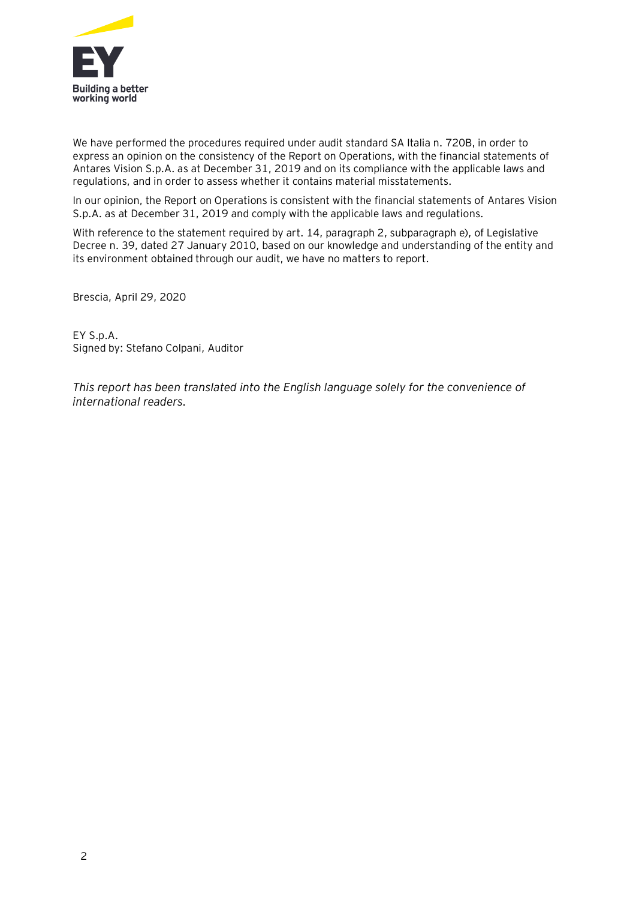We have performed the procedures required under audit standard SA Italia n. 720B, in order to express an opinion on the consistency of the Report on Operations, with the financial statements of Antares Vision S.p.A. as at December 31, 2019 and on its compliance with the applicable laws and regulations, and in order to assess whether it contains material misstatements.

In our opinion, the Report on Operations is consistent with the financial statements of Antares Vision S.p.A. as at December 31, 2019 and comply with the applicable laws and regulations.

With reference to the statement required by art. 14, paragraph 2, subparagraph e), of Legislative Decree n. 39, dated 27 January 2010, based on our knowledge and understanding of the entity and its environment obtained through our audit, we have no matters to report.

Brescia, April 29, 2020

EY S.p.A.
Signed by: Stefano Colpani, Auditor

*This report has been translated into the English language solely for the convenience of international readers.*